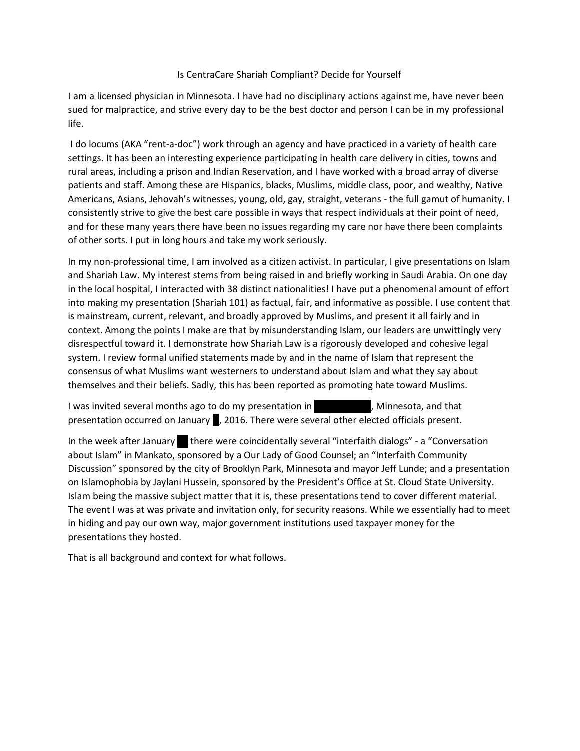Is CentraCare Shariah Compliant? Decide for Yourself

I am a licensed physician in Minnesota. I have had no disciplinary actions against me, have never been sued for malpractice, and strive every day to be the best doctor and person I can be in my professional life.

I do locums (AKA "rent-a-doc") work through an agency and have practiced in a variety of health care settings. It has been an interesting experience participating in health care delivery in cities, towns and rural areas, including a prison and Indian Reservation, and I have worked with a broad array of diverse patients and staff. Among these are Hispanics, blacks, Muslims, middle class, poor, and wealthy, Native Americans, Asians, Jehovah's witnesses, young, old, gay, straight, veterans - the full gamut of humanity. I consistently strive to give the best care possible in ways that respect individuals at their point of need, and for these many years there have been no issues regarding my care nor have there been complaints of other sorts. I put in long hours and take my work seriously.

In my non-professional time, I am involved as a citizen activist. In particular, I give presentations on Islam and Shariah Law. My interest stems from being raised in and briefly working in Saudi Arabia. On one day in the local hospital, I interacted with 38 distinct nationalities! I have put a phenomenal amount of effort into making my presentation (Shariah 101) as factual, fair, and informative as possible. I use content that is mainstream, current, relevant, and broadly approved by Muslims, and present it all fairly and in context. Among the points I make are that by misunderstanding Islam, our leaders are unwittingly very disrespectful toward it. I demonstrate how Shariah Law is a rigorously developed and cohesive legal system. I review formal unified statements made by and in the name of Islam that represent the consensus of what Muslims want westerners to understand about Islam and what they say about themselves and their beliefs. Sadly, this has been reported as promoting hate toward Muslims.

I was invited several months ago to do my presentation in ██████, Minnesota, and that presentation occurred on January █, 2016. There were several other elected officials present.

In the week after January █ there were coincidentally several "interfaith dialogs" - a "Conversation about Islam" in Mankato, sponsored by a Our Lady of Good Counsel; an "Interfaith Community Discussion" sponsored by the city of Brooklyn Park, Minnesota and mayor Jeff Lunde; and a presentation on Islamophobia by Jaylani Hussein, sponsored by the President's Office at St. Cloud State University. Islam being the massive subject matter that it is, these presentations tend to cover different material. The event I was at was private and invitation only, for security reasons. While we essentially had to meet in hiding and pay our own way, major government institutions used taxpayer money for the presentations they hosted.

That is all background and context for what follows.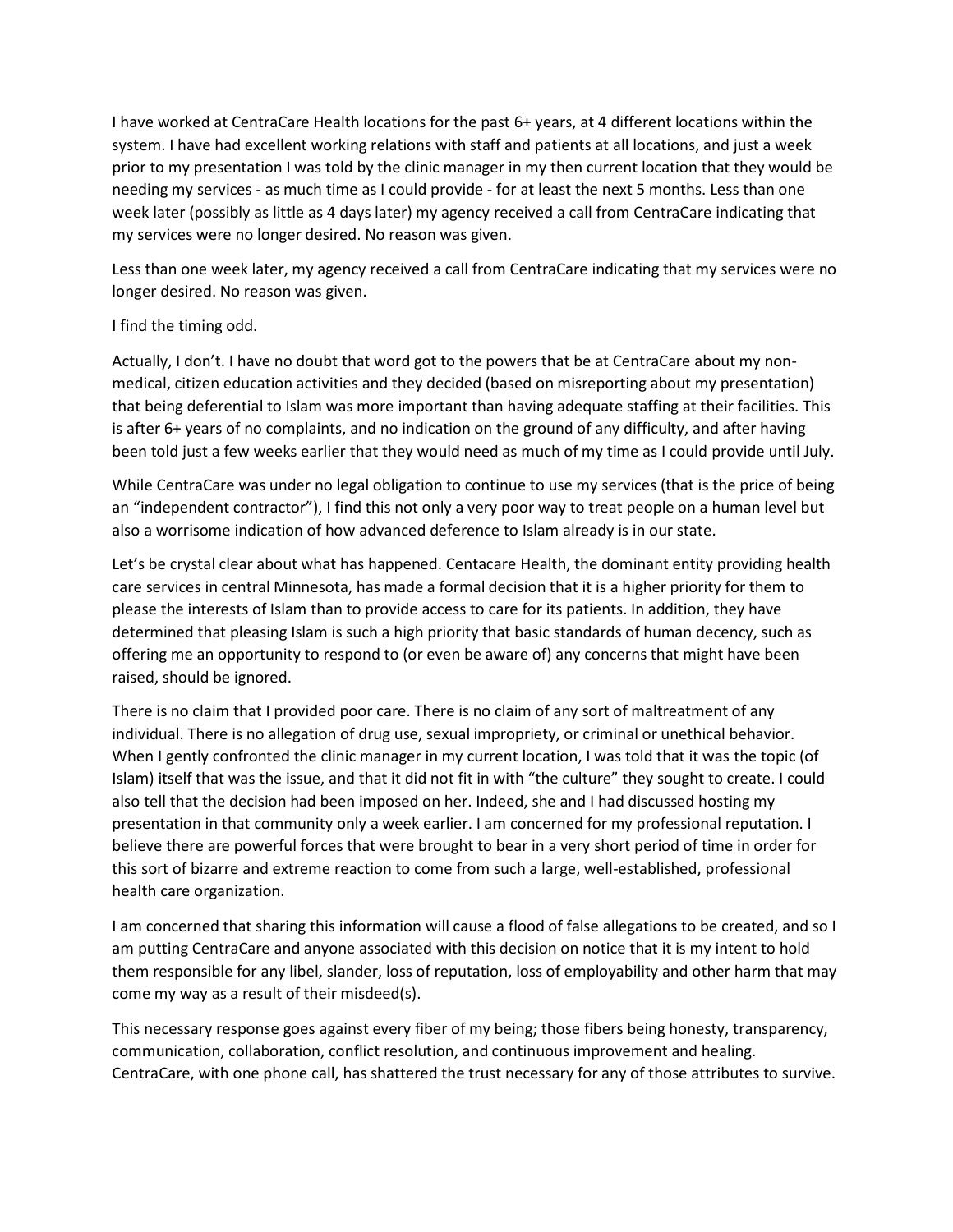I have worked at CentraCare Health locations for the past 6+ years, at 4 different locations within the system. I have had excellent working relations with staff and patients at all locations, and just a week prior to my presentation I was told by the clinic manager in my then current location that they would be needing my services - as much time as I could provide - for at least the next 5 months. Less than one week later (possibly as little as 4 days later) my agency received a call from CentraCare indicating that my services were no longer desired. No reason was given.

Less than one week later, my agency received a call from CentraCare indicating that my services were no longer desired. No reason was given.

I find the timing odd.

Actually, I don't. I have no doubt that word got to the powers that be at CentraCare about my non-medical, citizen education activities and they decided (based on misreporting about my presentation) that being deferential to Islam was more important than having adequate staffing at their facilities. This is after 6+ years of no complaints, and no indication on the ground of any difficulty, and after having been told just a few weeks earlier that they would need as much of my time as I could provide until July.

While CentraCare was under no legal obligation to continue to use my services (that is the price of being an "independent contractor"), I find this not only a very poor way to treat people on a human level but also a worrisome indication of how advanced deference to Islam already is in our state.

Let's be crystal clear about what has happened. Centacare Health, the dominant entity providing health care services in central Minnesota, has made a formal decision that it is a higher priority for them to please the interests of Islam than to provide access to care for its patients. In addition, they have determined that pleasing Islam is such a high priority that basic standards of human decency, such as offering me an opportunity to respond to (or even be aware of) any concerns that might have been raised, should be ignored.

There is no claim that I provided poor care. There is no claim of any sort of maltreatment of any individual. There is no allegation of drug use, sexual impropriety, or criminal or unethical behavior. When I gently confronted the clinic manager in my current location, I was told that it was the topic (of Islam) itself that was the issue, and that it did not fit in with "the culture" they sought to create. I could also tell that the decision had been imposed on her. Indeed, she and I had discussed hosting my presentation in that community only a week earlier. I am concerned for my professional reputation. I believe there are powerful forces that were brought to bear in a very short period of time in order for this sort of bizarre and extreme reaction to come from such a large, well-established, professional health care organization.

I am concerned that sharing this information will cause a flood of false allegations to be created, and so I am putting CentraCare and anyone associated with this decision on notice that it is my intent to hold them responsible for any libel, slander, loss of reputation, loss of employability and other harm that may come my way as a result of their misdeed(s).

This necessary response goes against every fiber of my being; those fibers being honesty, transparency, communication, collaboration, conflict resolution, and continuous improvement and healing. CentraCare, with one phone call, has shattered the trust necessary for any of those attributes to survive.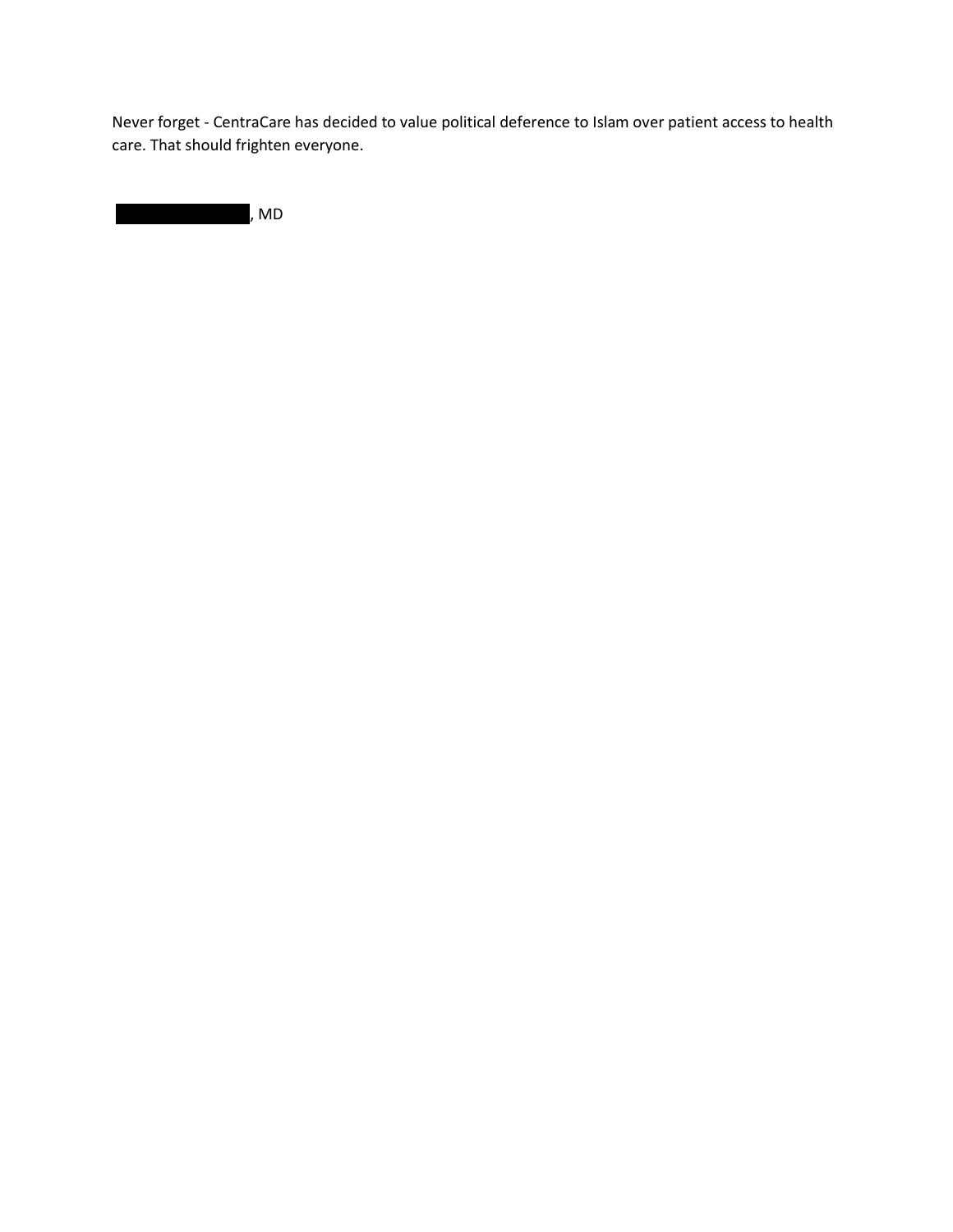Never forget - CentraCare has decided to value political deference to Islam over patient access to health care. That should frighten everyone.

██████████, MD